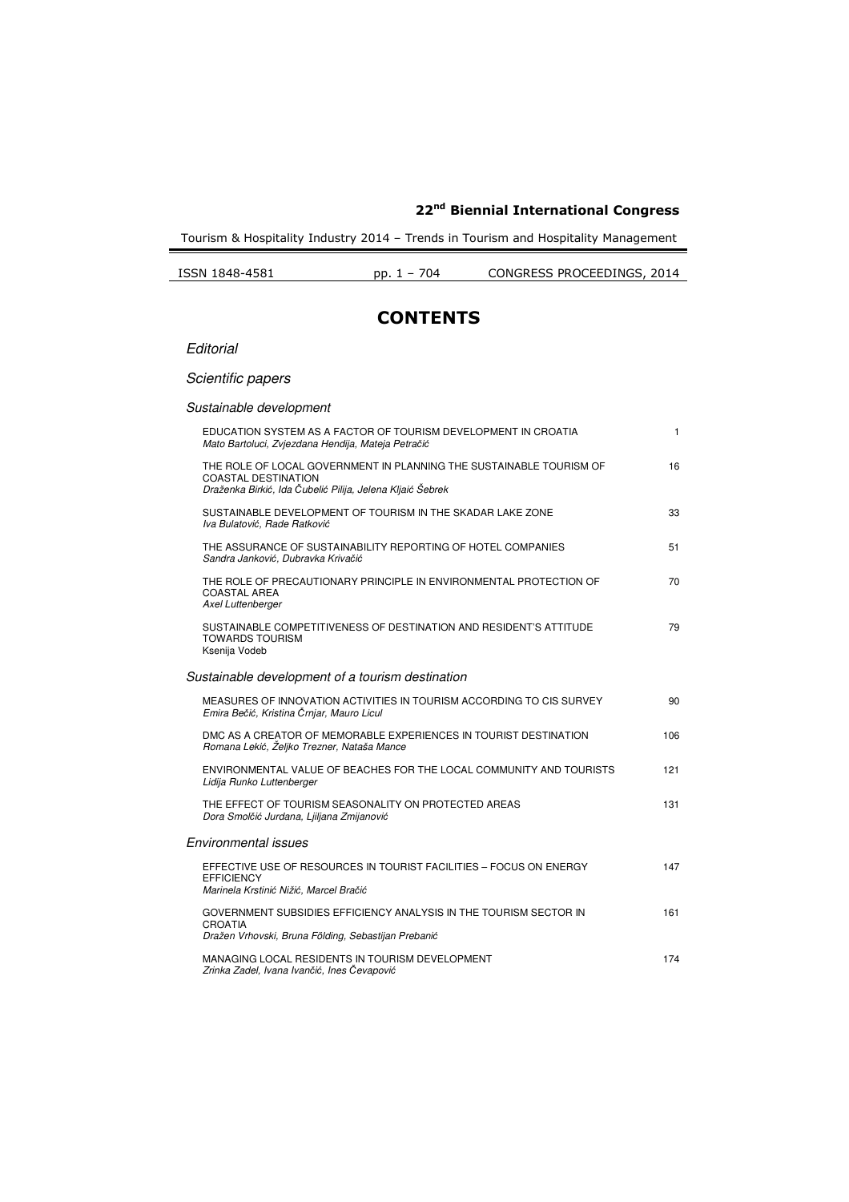## 22nd Biennial International Congress

Tourism & Hospitality Industry 2014 – Trends in Tourism and Hospitality Management

ISSN 1848-4581 pp. 1 – 704 CONGRESS PROCEEDINGS, 2014

# CONTENTS

*Editorial*

*Scientific papers*

*Sustainable development*

| | |
|---|---|
| EDUCATION SYSTEM AS A FACTOR OF TOURISM DEVELOPMENT IN CROATIA<br>*Mato Bartoluci, Zvjezdana Hendija, Mateja Petračić* | 1 |
| THE ROLE OF LOCAL GOVERNMENT IN PLANNING THE SUSTAINABLE TOURISM OF COASTAL DESTINATION<br>*Draženka Birkić, Ida Čubelić Pilija, Jelena Kljaić Šebrek* | 16 |
| SUSTAINABLE DEVELOPMENT OF TOURISM IN THE SKADAR LAKE ZONE<br>*Iva Bulatović, Rade Ratković* | 33 |
| THE ASSURANCE OF SUSTAINABILITY REPORTING OF HOTEL COMPANIES<br>*Sandra Janković, Dubravka Krivačić* | 51 |
| THE ROLE OF PRECAUTIONARY PRINCIPLE IN ENVIRONMENTAL PROTECTION OF COASTAL AREA<br>*Axel Luttenberger* | 70 |
| SUSTAINABLE COMPETITIVENESS OF DESTINATION AND RESIDENT'S ATTITUDE TOWARDS TOURISM<br>Ksenija Vodeb | 79 |

*Sustainable development of a tourism destination*

| | |
|---|---|
| MEASURES OF INNOVATION ACTIVITIES IN TOURISM ACCORDING TO CIS SURVEY<br>*Emira Bečić, Kristina Črnjar, Mauro Licul* | 90 |
| DMC AS A CREATOR OF MEMORABLE EXPERIENCES IN TOURIST DESTINATION<br>*Romana Lekić, Željko Trezner, Nataša Mance* | 106 |
| ENVIRONMENTAL VALUE OF BEACHES FOR THE LOCAL COMMUNITY AND TOURISTS<br>*Lidija Runko Luttenberger* | 121 |
| THE EFFECT OF TOURISM SEASONALITY ON PROTECTED AREAS<br>*Dora Smolčić Jurdana, Ljiljana Zmijanović* | 131 |

*Environmental issues*

| | |
|---|---|
| EFFECTIVE USE OF RESOURCES IN TOURIST FACILITIES – FOCUS ON ENERGY EFFICIENCY<br>*Marinela Krstinić Nižić, Marcel Bračić* | 147 |
| GOVERNMENT SUBSIDIES EFFICIENCY ANALYSIS IN THE TOURISM SECTOR IN CROATIA<br>*Dražen Vrhovski, Bruna Földing, Sebastijan Prebanić* | 161 |
| MANAGING LOCAL RESIDENTS IN TOURISM DEVELOPMENT<br>*Zrinka Zadel, Ivana Ivančić, Ines Čevapović* | 174 |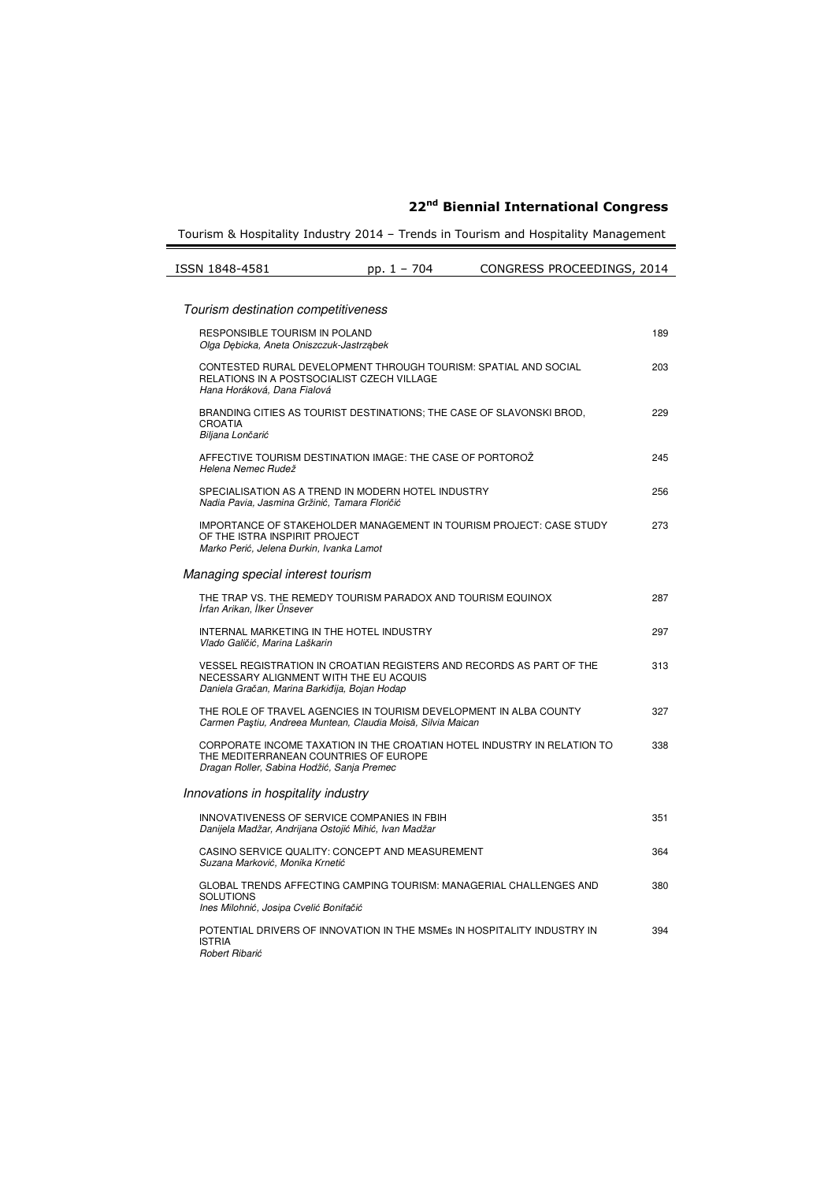## Tourism destination competitiveness

| | |
|---|---|
| RESPONSIBLE TOURISM IN POLAND<br>*Olga Dębicka, Aneta Oniszczuk-Jastrząbek* | 189 |
| CONTESTED RURAL DEVELOPMENT THROUGH TOURISM: SPATIAL AND SOCIAL RELATIONS IN A POSTSOCIALIST CZECH VILLAGE<br>*Hana Horáková, Dana Fialová* | 203 |
| BRANDING CITIES AS TOURIST DESTINATIONS; THE CASE OF SLAVONSKI BROD, CROATIA<br>*Biljana Lončarić* | 229 |
| AFFECTIVE TOURISM DESTINATION IMAGE: THE CASE OF PORTOROŽ<br>*Helena Nemec Rudež* | 245 |
| SPECIALISATION AS A TREND IN MODERN HOTEL INDUSTRY<br>*Nadia Pavia, Jasmina Gržinić, Tamara Floričić* | 256 |
| IMPORTANCE OF STAKEHOLDER MANAGEMENT IN TOURISM PROJECT: CASE STUDY OF THE ISTRA INSPIRIT PROJECT<br>*Marko Perić, Jelena Đurkin, Ivanka Lamot* | 273 |

## Managing special interest tourism

| | |
|---|---|
| THE TRAP VS. THE REMEDY TOURISM PARADOX AND TOURISM EQUINOX<br>*İrfan Arikan, İlker Ünsever* | 287 |
| INTERNAL MARKETING IN THE HOTEL INDUSTRY<br>*Vlado Galičić, Marina Laškarin* | 297 |
| VESSEL REGISTRATION IN CROATIAN REGISTERS AND RECORDS AS PART OF THE NECESSARY ALIGNMENT WITH THE EU ACQUIS<br>*Daniela Gračan, Marina Barkiđija, Bojan Hodap* | 313 |
| THE ROLE OF TRAVEL AGENCIES IN TOURISM DEVELOPMENT IN ALBA COUNTY<br>*Carmen Paştiu, Andreea Muntean, Claudia Moisă, Silvia Maican* | 327 |
| CORPORATE INCOME TAXATION IN THE CROATIAN HOTEL INDUSTRY IN RELATION TO THE MEDITERRANEAN COUNTRIES OF EUROPE<br>*Dragan Roller, Sabina Hodžić, Sanja Premec* | 338 |

## Innovations in hospitality industry

| | |
|---|---|
| INNOVATIVENESS OF SERVICE COMPANIES IN FBIH<br>*Danijela Madžar, Andrijana Ostojić Mihić, Ivan Madžar* | 351 |
| CASINO SERVICE QUALITY: CONCEPT AND MEASUREMENT<br>*Suzana Marković, Monika Krnetić* | 364 |
| GLOBAL TRENDS AFFECTING CAMPING TOURISM: MANAGERIAL CHALLENGES AND SOLUTIONS<br>*Ines Milohnić, Josipa Cvelić Bonifačić* | 380 |
| POTENTIAL DRIVERS OF INNOVATION IN THE MSMEs IN HOSPITALITY INDUSTRY IN ISTRIA<br>*Robert Ribarić* | 394 |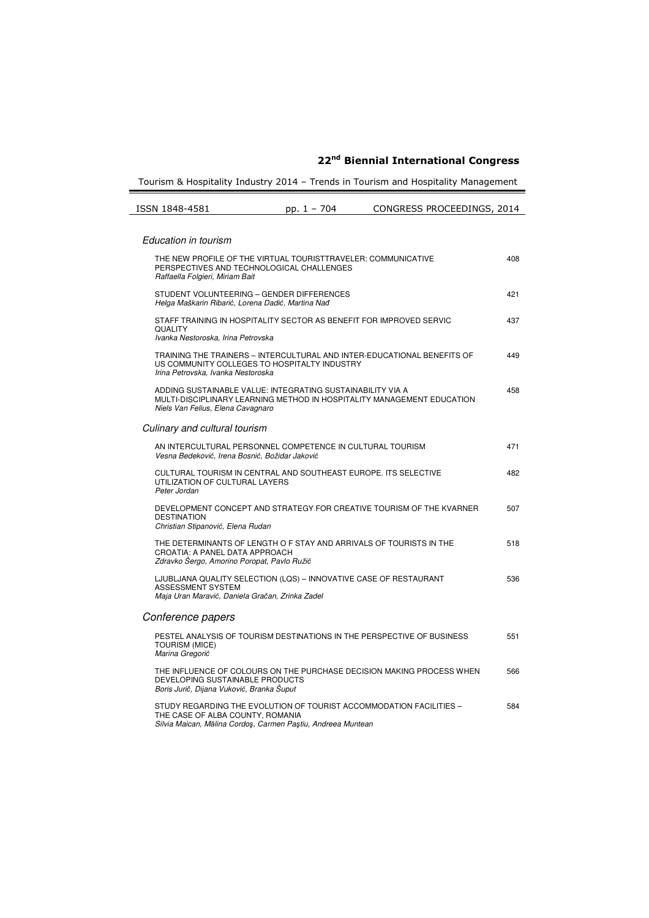## Education in tourism

| | |
|---|---|
| THE NEW PROFILE OF THE VIRTUAL TOURISTTRAVELER: COMMUNICATIVE PERSPECTIVES AND TECHNOLOGICAL CHALLENGES<br>*Raffaella Folgieri, Miriam Bait* | 408 |
| STUDENT VOLUNTEERING – GENDER DIFFERENCES<br>*Helga Maškarin Ribarić, Lorena Dadić, Martina Nađ* | 421 |
| STAFF TRAINING IN HOSPITALITY SECTOR AS BENEFIT FOR IMPROVED SERVIC QUALITY<br>*Ivanka Nestoroska, Irina Petrovska* | 437 |
| TRAINING THE TRAINERS – INTERCULTURAL AND INTER-EDUCATIONAL BENEFITS OF US COMMUNITY COLLEGES TO HOSPITALTY INDUSTRY<br>*Irina Petrovska, Ivanka Nestoroska* | 449 |
| ADDING SUSTAINABLE VALUE: INTEGRATING SUSTAINABILITY VIA A MULTI-DISCIPLINARY LEARNING METHOD IN HOSPITALITY MANAGEMENT EDUCATION<br>*Niels Van Felius, Elena Cavagnaro* | 458 |

## Culinary and cultural tourism

| | |
|---|---|
| AN INTERCULTURAL PERSONNEL COMPETENCE IN CULTURAL TOURISM<br>*Vesna Bedeković, Irena Bosnić, Božidar Jaković* | 471 |
| CULTURAL TOURISM IN CENTRAL AND SOUTHEAST EUROPE. ITS SELECTIVE UTILIZATION OF CULTURAL LAYERS<br>*Peter Jordan* | 482 |
| DEVELOPMENT CONCEPT AND STRATEGY FOR CREATIVE TOURISM OF THE KVARNER DESTINATION<br>*Christian Stipanović, Elena Rudan* | 507 |
| THE DETERMINANTS OF LENGTH O F STAY AND ARRIVALS OF TOURISTS IN THE CROATIA: A PANEL DATA APPROACH<br>*Zdravko Šergo, Amorino Poropat, Pavlo Ružić* | 518 |
| LJUBLJANA QUALITY SELECTION (LQS) – INNOVATIVE CASE OF RESTAURANT ASSESSMENT SYSTEM<br>*Maja Uran Maravić, Daniela Gračan, Zrinka Zadel* | 536 |

## Conference papers

| | |
|---|---|
| PESTEL ANALYSIS OF TOURISM DESTINATIONS IN THE PERSPECTIVE OF BUSINESS TOURISM (MICE)<br>*Marina Gregorić* | 551 |
| THE INFLUENCE OF COLOURS ON THE PURCHASE DECISION MAKING PROCESS WHEN DEVELOPING SUSTAINABLE PRODUCTS<br>*Boris Jurič, Dijana Vuković, Branka Šuput* | 566 |
| STUDY REGARDING THE EVOLUTION OF TOURIST ACCOMMODATION FACILITIES – THE CASE OF ALBA COUNTY, ROMANIA<br>*Silvia Maican, Mălina Cordoş, Carmen Paştiu, Andreea Muntean* | 584 |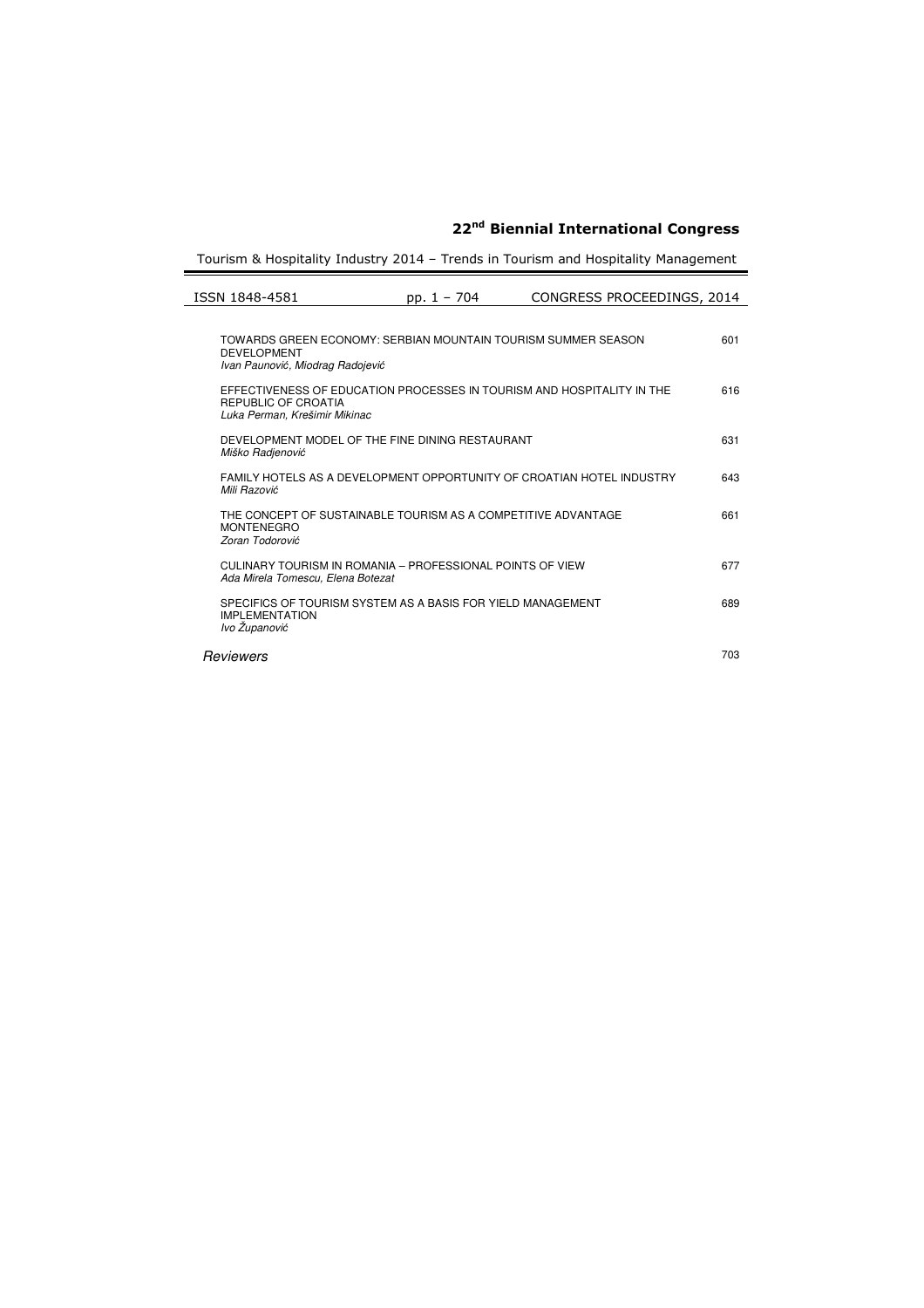TOWARDS GREEN ECONOMY: SERBIAN MOUNTAIN TOURISM SUMMER SEASON DEVELOPMENT ... 601
*Ivan Paunović, Miodrag Radojević*

EFFECTIVENESS OF EDUCATION PROCESSES IN TOURISM AND HOSPITALITY IN THE REPUBLIC OF CROATIA ... 616
*Luka Perman, Krešimir Mikinac*

DEVELOPMENT MODEL OF THE FINE DINING RESTAURANT ... 631
*Miško Radjenović*

FAMILY HOTELS AS A DEVELOPMENT OPPORTUNITY OF CROATIAN HOTEL INDUSTRY ... 643
*Mili Razović*

THE CONCEPT OF SUSTAINABLE TOURISM AS A COMPETITIVE ADVANTAGE MONTENEGRO ... 661
*Zoran Todorović*

CULINARY TOURISM IN ROMANIA – PROFESSIONAL POINTS OF VIEW ... 677
*Ada Mirela Tomescu, Elena Botezat*

SPECIFICS OF TOURISM SYSTEM AS A BASIS FOR YIELD MANAGEMENT IMPLEMENTATION ... 689
*Ivo Županović*

*Reviewers* ... 703